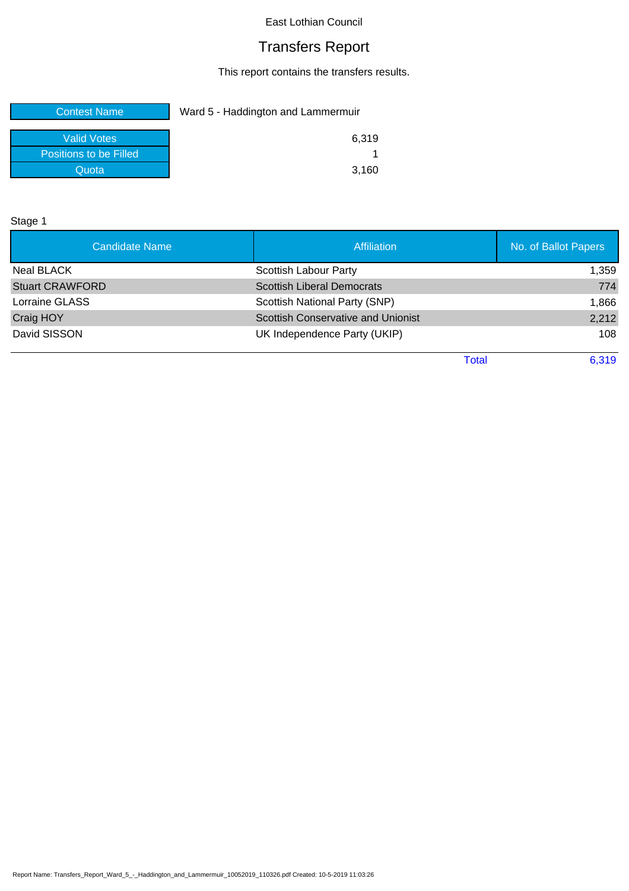East Lothian Council

# Transfers Report

This report contains the transfers results.

| Contest Name | Ward 5 - Haddington and Lammermuir |
|---|---|
| Valid Votes | 6,319 |
| Positions to be Filled | 1 |
| Quota | 3,160 |

Stage 1

| Candidate Name | Affiliation | No. of Ballot Papers |
|---|---|---|
| Neal BLACK | Scottish Labour Party | 1,359 |
| Stuart CRAWFORD | Scottish Liberal Democrats | 774 |
| Lorraine GLASS | Scottish National Party (SNP) | 1,866 |
| Craig HOY | Scottish Conservative and Unionist | 2,212 |
| David SISSON | UK Independence Party (UKIP) | 108 |
| | Total | 6,319 |

Report Name: Transfers_Report_Ward_5_-_Haddington_and_Lammermuir_10052019_110326.pdf Created: 10-5-2019 11:03:26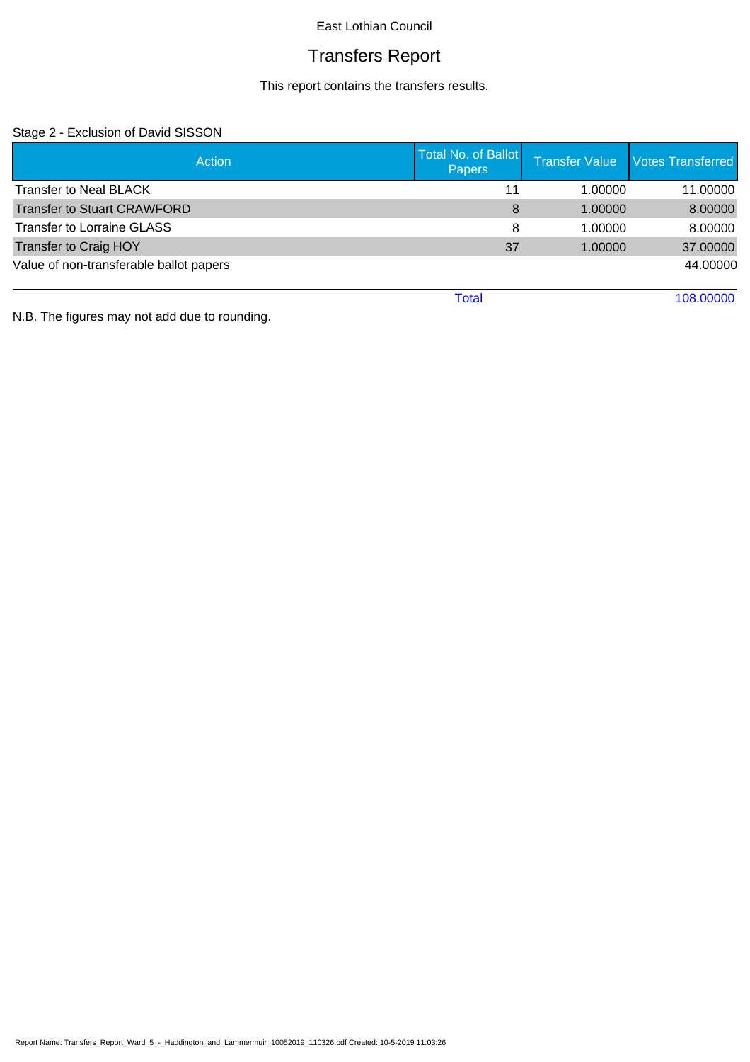East Lothian Council

# Transfers Report

This report contains the transfers results.

Stage 2 - Exclusion of David SISSON

| Action | Total No. of Ballot Papers | Transfer Value | Votes Transferred |
|---|---|---|---|
| Transfer to Neal BLACK | 11 | 1.00000 | 11.00000 |
| Transfer to Stuart CRAWFORD | 8 | 1.00000 | 8.00000 |
| Transfer to Lorraine GLASS | 8 | 1.00000 | 8.00000 |
| Transfer to Craig HOY | 37 | 1.00000 | 37.00000 |
| Value of non-transferable ballot papers | | | 44.00000 |
| | Total | | 108.00000 |

N.B. The figures may not add due to rounding.

Report Name: Transfers_Report_Ward_5_-_Haddington_and_Lammermuir_10052019_110326.pdf Created: 10-5-2019 11:03:26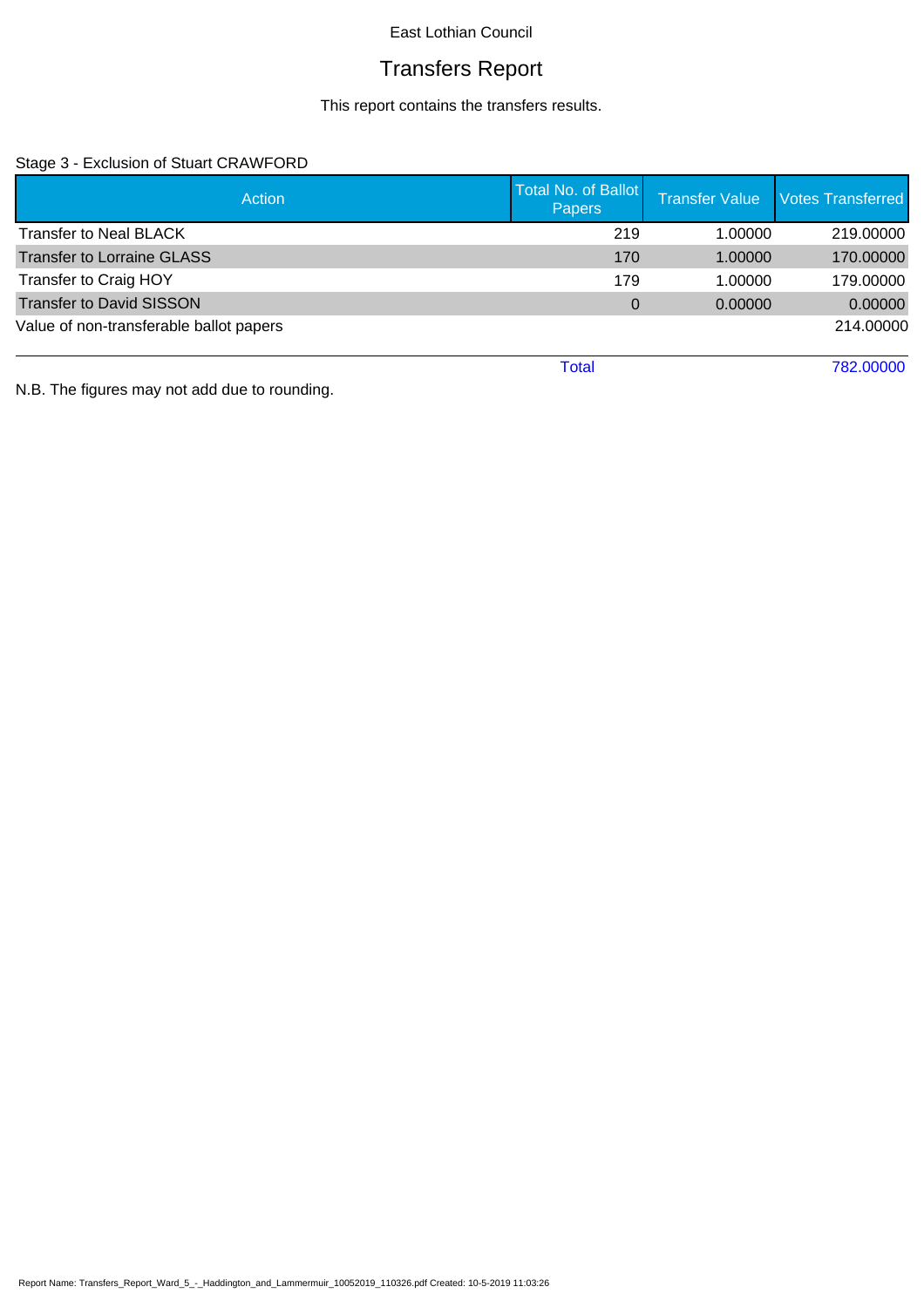East Lothian Council

# Transfers Report

This report contains the transfers results.

Stage 3 - Exclusion of Stuart CRAWFORD

| Action | Total No. of Ballot Papers | Transfer Value | Votes Transferred |
|---|---|---|---|
| Transfer to Neal BLACK | 219 | 1.00000 | 219.00000 |
| Transfer to Lorraine GLASS | 170 | 1.00000 | 170.00000 |
| Transfer to Craig HOY | 179 | 1.00000 | 179.00000 |
| Transfer to David SISSON | 0 | 0.00000 | 0.00000 |
| Value of non-transferable ballot papers | | | 214.00000 |
| | Total | | 782.00000 |

N.B. The figures may not add due to rounding.

Report Name: Transfers_Report_Ward_5_-_Haddington_and_Lammermuir_10052019_110326.pdf Created: 10-5-2019 11:03:26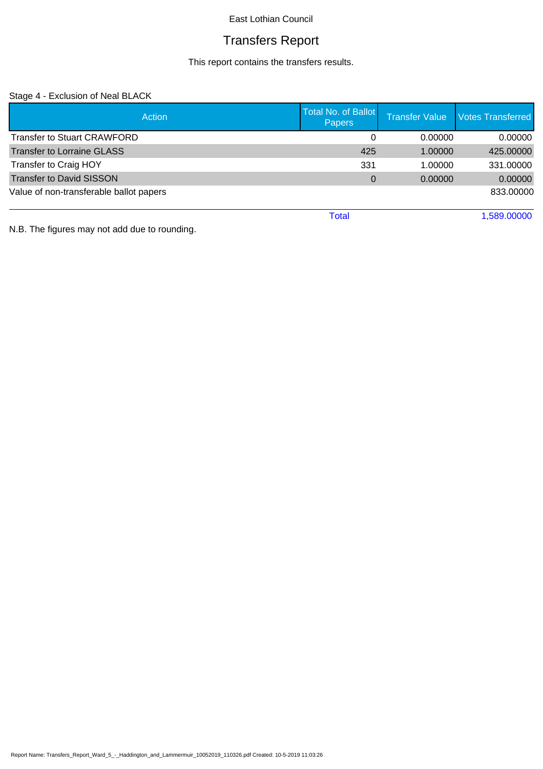East Lothian Council

# Transfers Report

This report contains the transfers results.

Stage 4 - Exclusion of Neal BLACK

| Action | Total No. of Ballot Papers | Transfer Value | Votes Transferred |
|---|---|---|---|
| Transfer to Stuart CRAWFORD | 0 | 0.00000 | 0.00000 |
| Transfer to Lorraine GLASS | 425 | 1.00000 | 425.00000 |
| Transfer to Craig HOY | 331 | 1.00000 | 331.00000 |
| Transfer to David SISSON | 0 | 0.00000 | 0.00000 |
| Value of non-transferable ballot papers | | | 833.00000 |
| | Total | | 1,589.00000 |

N.B. The figures may not add due to rounding.

Report Name: Transfers_Report_Ward_5_-_Haddington_and_Lammermuir_10052019_110326.pdf Created: 10-5-2019 11:03:26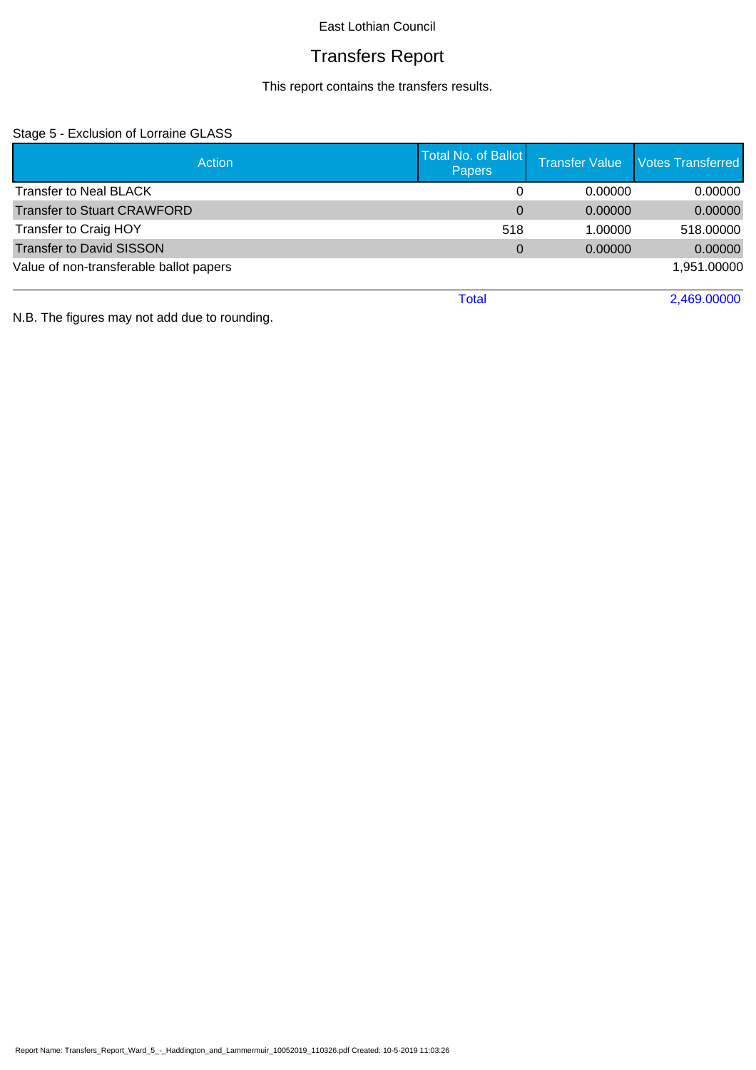East Lothian Council

# Transfers Report

This report contains the transfers results.

Stage 5 - Exclusion of Lorraine GLASS

| Action | Total No. of Ballot Papers | Transfer Value | Votes Transferred |
|---|---|---|---|
| Transfer to Neal BLACK | 0 | 0.00000 | 0.00000 |
| Transfer to Stuart CRAWFORD | 0 | 0.00000 | 0.00000 |
| Transfer to Craig HOY | 518 | 1.00000 | 518.00000 |
| Transfer to David SISSON | 0 | 0.00000 | 0.00000 |
| Value of non-transferable ballot papers | | | 1,951.00000 |
| | Total | | 2,469.00000 |

N.B. The figures may not add due to rounding.

Report Name: Transfers_Report_Ward_5_-_Haddington_and_Lammermuir_10052019_110326.pdf Created: 10-5-2019 11:03:26